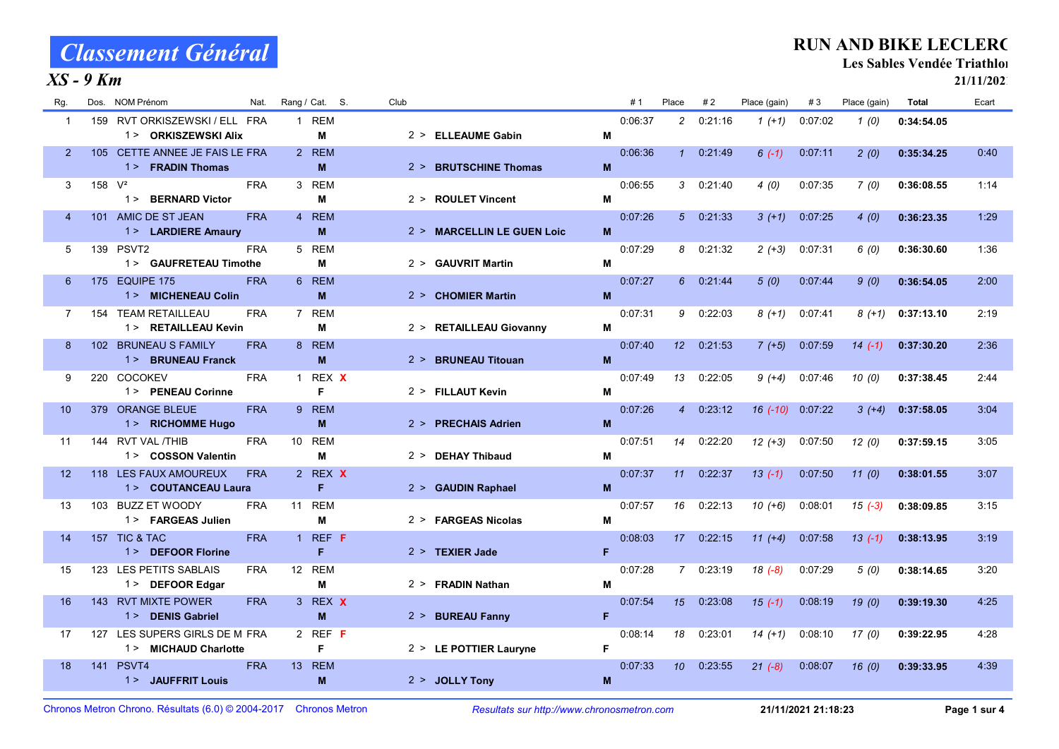# Classement Général

## XS - 9 Km

**RUN AND BIKE LECLERC**

**Les Sables Vendée Triathlon**

**21/11/2021**

| Rg. | Dos. | NOM Prénom | Nat. | Rang / Cat. | S. | Club | # 1 | Place | # 2 | Place (gain) | # 3 | Place (gain) | Total | Ecart |
|---|---|---|---|---|---|---|---|---|---|---|---|---|---|---|
| 1 | 159 | RVT ORKISZEWSKI / ELL | FRA | 1 REM | | | 0:06:37 | 2 | 0:21:16 | 1 (+1) | 0:07:02 | 1 (0) | **0:34:54.05** | |
| | | 1 > **ORKISZEWSKI Alix** | | M | | 2 > **ELLEAUME Gabin** M | | | | | | | | |
| 2 | 105 | CETTE ANNEE JE FAIS LE | FRA | 2 REM | | | 0:06:36 | 1 | 0:21:49 | 6 (-1) | 0:07:11 | 2 (0) | **0:35:34.25** | 0:40 |
| | | 1 > **FRADIN Thomas** | | M | | 2 > **BRUTSCHINE Thomas** M | | | | | | | | |
| 3 | 158 | V² | FRA | 3 REM | | | 0:06:55 | 3 | 0:21:40 | 4 (0) | 0:07:35 | 7 (0) | **0:36:08.55** | 1:14 |
| | | 1 > **BERNARD Victor** | | M | | 2 > **ROULET Vincent** M | | | | | | | | |
| 4 | 101 | AMIC DE ST JEAN | FRA | 4 REM | | | 0:07:26 | 5 | 0:21:33 | 3 (+1) | 0:07:25 | 4 (0) | **0:36:23.35** | 1:29 |
| | | 1 > **LARDIERE Amaury** | | M | | 2 > **MARCELLIN LE GUEN Loic** M | | | | | | | | |
| 5 | 139 | PSVT2 | FRA | 5 REM | | | 0:07:29 | 8 | 0:21:32 | 2 (+3) | 0:07:31 | 6 (0) | **0:36:30.60** | 1:36 |
| | | 1 > **GAUFRETEAU Timothe** | | M | | 2 > **GAUVRIT Martin** M | | | | | | | | |
| 6 | 175 | EQUIPE 175 | FRA | 6 REM | | | 0:07:27 | 6 | 0:21:44 | 5 (0) | 0:07:44 | 9 (0) | **0:36:54.05** | 2:00 |
| | | 1 > **MICHENEAU Colin** | | M | | 2 > **CHOMIER Martin** M | | | | | | | | |
| 7 | 154 | TEAM RETAILLEAU | FRA | 7 REM | | | 0:07:31 | 9 | 0:22:03 | 8 (+1) | 0:07:41 | 8 (+1) | **0:37:13.10** | 2:19 |
| | | 1 > **RETAILLEAU Kevin** | | M | | 2 > **RETAILLEAU Giovanny** M | | | | | | | | |
| 8 | 102 | BRUNEAU S FAMILY | FRA | 8 REM | | | 0:07:40 | 12 | 0:21:53 | 7 (+5) | 0:07:59 | 14 (-1) | **0:37:30.20** | 2:36 |
| | | 1 > **BRUNEAU Franck** | | M | | 2 > **BRUNEAU Titouan** M | | | | | | | | |
| 9 | 220 | COCOKEV | FRA | 1 REX | X | | 0:07:49 | 13 | 0:22:05 | 9 (+4) | 0:07:46 | 10 (0) | **0:37:38.45** | 2:44 |
| | | 1 > **PENEAU Corinne** | | F | | 2 > **FILLAUT Kevin** M | | | | | | | | |
| 10 | 379 | ORANGE BLEUE | FRA | 9 REM | | | 0:07:26 | 4 | 0:23:12 | 16 (-10) | 0:07:22 | 3 (+4) | **0:37:58.05** | 3:04 |
| | | 1 > **RICHOMME Hugo** | | M | | 2 > **PRECHAIS Adrien** M | | | | | | | | |
| 11 | 144 | RVT VAL /THIB | FRA | 10 REM | | | 0:07:51 | 14 | 0:22:20 | 12 (+3) | 0:07:50 | 12 (0) | **0:37:59.15** | 3:05 |
| | | 1 > **COSSON Valentin** | | M | | 2 > **DEHAY Thibaud** M | | | | | | | | |
| 12 | 118 | LES FAUX AMOUREUX | FRA | 2 REX | X | | 0:07:37 | 11 | 0:22:37 | 13 (-1) | 0:07:50 | 11 (0) | **0:38:01.55** | 3:07 |
| | | 1 > **COUTANCEAU Laura** | | F | | 2 > **GAUDIN Raphael** M | | | | | | | | |
| 13 | 103 | BUZZ ET WOODY | FRA | 11 REM | | | 0:07:57 | 16 | 0:22:13 | 10 (+6) | 0:08:01 | 15 (-3) | **0:38:09.85** | 3:15 |
| | | 1 > **FARGEAS Julien** | | M | | 2 > **FARGEAS Nicolas** M | | | | | | | | |
| 14 | 157 | TIC & TAC | FRA | 1 REF | F | | 0:08:03 | 17 | 0:22:15 | 11 (+4) | 0:07:58 | 13 (-1) | **0:38:13.95** | 3:19 |
| | | 1 > **DEFOOR Florine** | | F | | 2 > **TEXIER Jade** F | | | | | | | | |
| 15 | 123 | LES PETITS SABLAIS | FRA | 12 REM | | | 0:07:28 | 7 | 0:23:19 | 18 (-8) | 0:07:29 | 5 (0) | **0:38:14.65** | 3:20 |
| | | 1 > **DEFOOR Edgar** | | M | | 2 > **FRADIN Nathan** M | | | | | | | | |
| 16 | 143 | RVT MIXTE POWER | FRA | 3 REX | X | | 0:07:54 | 15 | 0:23:08 | 15 (-1) | 0:08:19 | 19 (0) | **0:39:19.30** | 4:25 |
| | | 1 > **DENIS Gabriel** | | M | | 2 > **BUREAU Fanny** F | | | | | | | | |
| 17 | 127 | LES SUPERS GIRLS DE M | FRA | 2 REF | F | | 0:08:14 | 18 | 0:23:01 | 14 (+1) | 0:08:10 | 17 (0) | **0:39:22.95** | 4:28 |
| | | 1 > **MICHAUD Charlotte** | | F | | 2 > **LE POTTIER Lauryne** F | | | | | | | | |
| 18 | 141 | PSVT4 | FRA | 13 REM | | | 0:07:33 | 10 | 0:23:55 | 21 (-8) | 0:08:07 | 16 (0) | **0:39:33.95** | 4:39 |
| | | 1 > **JAUFFRIT Louis** | | M | | 2 > **JOLLY Tony** M | | | | | | | | |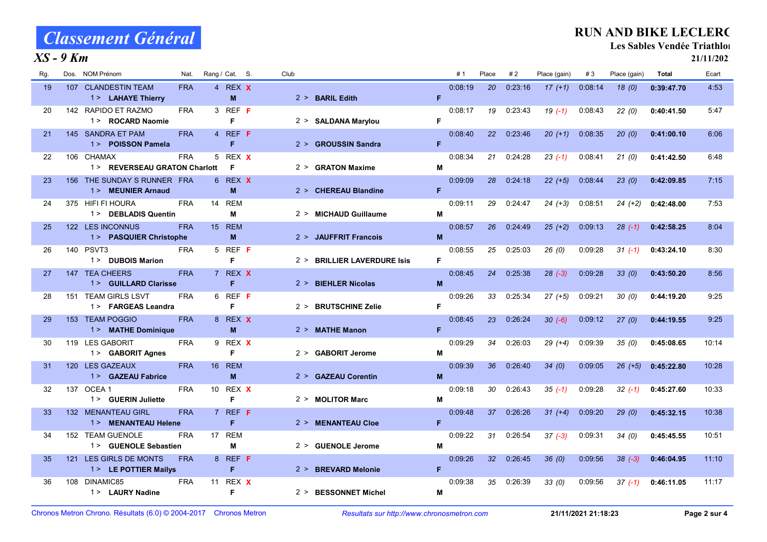# Classement Général

## XS - 9 Km

**RUN AND BIKE LECLERC**

**Les Sables Vendée Triathlon**

**21/11/2021**

| Rg. | Dos. | NOM Prénom | Nat. | Rang / Cat. | S. | Club | | # 1 | Place | # 2 | Place (gain) | # 3 | Place (gain) | Total | Ecart |
|---|---|---|---|---|---|---|---|---|---|---|---|---|---|---|---|
| 19 | 107 | CLANDESTIN TEAM<br>1 > **LAHAYE Thierry** | FRA | 4 REX<br>**M** | X | 2 > **BARIL Edith** | F | 0:08:19 | 20 | 0:23:16 | 17 (+1) | 0:08:14 | 18 (0) | **0:39:47.70** | 4:53 |
| 20 | 142 | RAPIDO ET RAZMO<br>1 > **ROCARD Naomie** | FRA | 3 REF<br>**F** | F | 2 > **SALDANA Marylou** | F | 0:08:17 | 19 | 0:23:43 | 19 (-1) | 0:08:43 | 22 (0) | **0:40:41.50** | 5:47 |
| 21 | 145 | SANDRA ET PAM<br>1 > **POISSON Pamela** | FRA | 4 REF<br>**F** | F | 2 > **GROUSSIN Sandra** | F | 0:08:40 | 22 | 0:23:46 | 20 (+1) | 0:08:35 | 20 (0) | **0:41:00.10** | 6:06 |
| 22 | 106 | CHAMAX<br>1 > **REVERSEAU GRATON Charlott** | FRA | 5 REX<br>**F** | X | 2 > **GRATON Maxime** | M | 0:08:34 | 21 | 0:24:28 | 23 (-1) | 0:08:41 | 21 (0) | **0:41:42.50** | 6:48 |
| 23 | 156 | THE SUNDAY S RUNNER<br>1 > **MEUNIER Arnaud** | FRA | 6 REX<br>**M** | X | 2 > **CHEREAU Blandine** | F | 0:09:09 | 28 | 0:24:18 | 22 (+5) | 0:08:44 | 23 (0) | **0:42:09.85** | 7:15 |
| 24 | 375 | HIFI FI HOURA<br>1 > **DEBLADIS Quentin** | FRA | 14 REM<br>**M** | | 2 > **MICHAUD Guillaume** | M | 0:09:11 | 29 | 0:24:47 | 24 (+3) | 0:08:51 | 24 (+2) | **0:42:48.00** | 7:53 |
| 25 | 122 | LES INCONNUS<br>1 > **PASQUIER Christophe** | FRA | 15 REM<br>**M** | | 2 > **JAUFFRIT Francois** | M | 0:08:57 | 26 | 0:24:49 | 25 (+2) | 0:09:13 | 28 (-1) | **0:42:58.25** | 8:04 |
| 26 | 140 | PSVT3<br>1 > **DUBOIS Marion** | FRA | 5 REF<br>**F** | F | 2 > **BRILLIER LAVERDURE Isis** | F | 0:08:55 | 25 | 0:25:03 | 26 (0) | 0:09:28 | 31 (-1) | **0:43:24.10** | 8:30 |
| 27 | 147 | TEA CHEERS<br>1 > **GUILLARD Clarisse** | FRA | 7 REX<br>**F** | X | 2 > **BIEHLER Nicolas** | M | 0:08:45 | 24 | 0:25:38 | 28 (-3) | 0:09:28 | 33 (0) | **0:43:50.20** | 8:56 |
| 28 | 151 | TEAM GIRLS LSVT<br>1 > **FARGEAS Leandra** | FRA | 6 REF<br>**F** | F | 2 > **BRUTSCHINE Zelie** | F | 0:09:26 | 33 | 0:25:34 | 27 (+5) | 0:09:21 | 30 (0) | **0:44:19.20** | 9:25 |
| 29 | 153 | TEAM POGGIO<br>1 > **MATHE Dominique** | FRA | 8 REX<br>**M** | X | 2 > **MATHE Manon** | F | 0:08:45 | 23 | 0:26:24 | 30 (-6) | 0:09:12 | 27 (0) | **0:44:19.55** | 9:25 |
| 30 | 119 | LES GABORIT<br>1 > **GABORIT Agnes** | FRA | 9 REX<br>**F** | X | 2 > **GABORIT Jerome** | M | 0:09:29 | 34 | 0:26:03 | 29 (+4) | 0:09:39 | 35 (0) | **0:45:08.65** | 10:14 |
| 31 | 120 | LES GAZEAUX<br>1 > **GAZEAU Fabrice** | FRA | 16 REM<br>**M** | | 2 > **GAZEAU Corentin** | M | 0:09:39 | 36 | 0:26:40 | 34 (0) | 0:09:05 | 26 (+5) | **0:45:22.80** | 10:28 |
| 32 | 137 | OCEA 1<br>1 > **GUERIN Juliette** | FRA | 10 REX<br>**F** | X | 2 > **MOLITOR Marc** | M | 0:09:18 | 30 | 0:26:43 | 35 (-1) | 0:09:28 | 32 (-1) | **0:45:27.60** | 10:33 |
| 33 | 132 | MENANTEAU GIRL<br>1 > **MENANTEAU Helene** | FRA | 7 REF<br>**F** | F | 2 > **MENANTEAU Cloe** | F | 0:09:48 | 37 | 0:26:26 | 31 (+4) | 0:09:20 | 29 (0) | **0:45:32.15** | 10:38 |
| 34 | 152 | TEAM GUENOLE<br>1 > **GUENOLE Sebastien** | FRA | 17 REM<br>**M** | | 2 > **GUENOLE Jerome** | M | 0:09:22 | 31 | 0:26:54 | 37 (-3) | 0:09:31 | 34 (0) | **0:45:45.55** | 10:51 |
| 35 | 121 | LES GIRLS DE MONTS<br>1 > **LE POTTIER Mailys** | FRA | 8 REF<br>**F** | F | 2 > **BREVARD Melonie** | F | 0:09:26 | 32 | 0:26:45 | 36 (0) | 0:09:56 | 38 (-3) | **0:46:04.95** | 11:10 |
| 36 | 108 | DINAMIC85<br>1 > **LAURY Nadine** | FRA | 11 REX<br>**F** | X | 2 > **BESSONNET Michel** | M | 0:09:38 | 35 | 0:26:39 | 33 (0) | 0:09:56 | 37 (-1) | **0:46:11.05** | 11:17 |

Chronos Metron Chrono. Résultats (6.0) © 2004-2017 Chronos Metron — *Resultats sur http://www.chronosmetron.com* — **21/11/2021 21:18:23**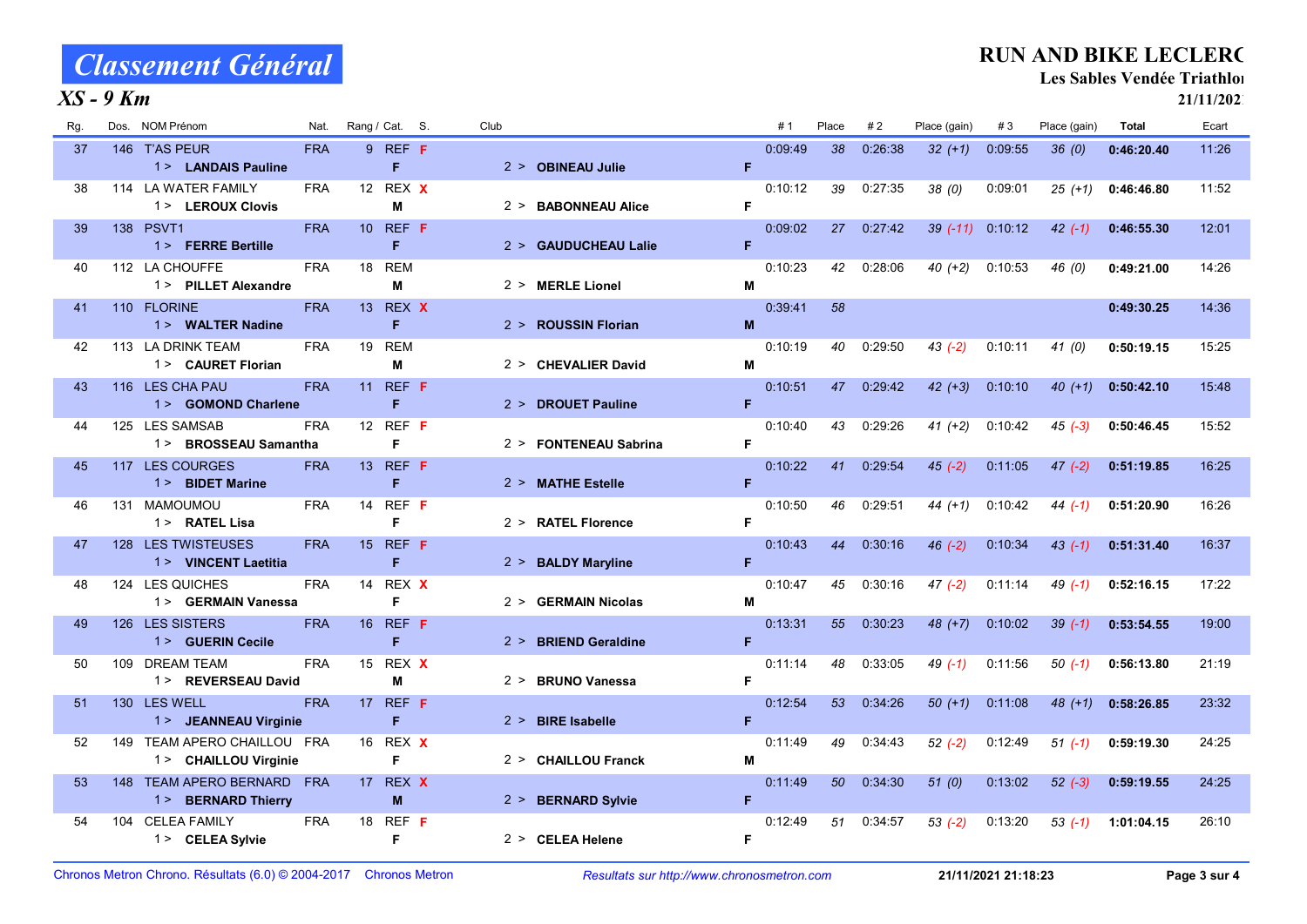# Classement Général

## XS - 9 Km

**RUN AND BIKE LECLERC**

**Les Sables Vendée Triathlon**

**21/11/2021**

| Rg. | Dos. | NOM Prénom | Nat. | Rang / Cat. | S. | Club | | #1 | Place | #2 | Place (gain) | #3 | Place (gain) | Total | Ecart |
|---|---|---|---|---|---|---|---|---|---|---|---|---|---|---|---|
| 37 | 146 | T'AS PEUR<br>1 > **LANDAIS Pauline** | FRA | 9 REF<br>F | F | 2 > **OBINEAU Julie** | F | 0:09:49 | 38 | 0:26:38 | 32 (+1) | 0:09:55 | 36 (0) | **0:46:20.40** | 11:26 |
| 38 | 114 | LA WATER FAMILY<br>1 > **LEROUX Clovis** | FRA | 12 REX<br>M | X | 2 > **BABONNEAU Alice** | F | 0:10:12 | 39 | 0:27:35 | 38 (0) | 0:09:01 | 25 (+1) | **0:46:46.80** | 11:52 |
| 39 | 138 | PSVT1<br>1 > **FERRE Bertille** | FRA | 10 REF<br>F | F | 2 > **GAUDUCHEAU Lalie** | F | 0:09:02 | 27 | 0:27:42 | 39 (-11) | 0:10:12 | 42 (-1) | **0:46:55.30** | 12:01 |
| 40 | 112 | LA CHOUFFE<br>1 > **PILLET Alexandre** | FRA | 18 REM<br>M | | 2 > **MERLE Lionel** | M | 0:10:23 | 42 | 0:28:06 | 40 (+2) | 0:10:53 | 46 (0) | **0:49:21.00** | 14:26 |
| 41 | 110 | FLORINE<br>1 > **WALTER Nadine** | FRA | 13 REX<br>F | X | 2 > **ROUSSIN Florian** | M | 0:39:41 | 58 | | | | | **0:49:30.25** | 14:36 |
| 42 | 113 | LA DRINK TEAM<br>1 > **CAURET Florian** | FRA | 19 REM<br>M | | 2 > **CHEVALIER David** | M | 0:10:19 | 40 | 0:29:50 | 43 (-2) | 0:10:11 | 41 (0) | **0:50:19.15** | 15:25 |
| 43 | 116 | LES CHA PAU<br>1 > **GOMOND Charlene** | FRA | 11 REF<br>F | F | 2 > **DROUET Pauline** | F | 0:10:51 | 47 | 0:29:42 | 42 (+3) | 0:10:10 | 40 (+1) | **0:50:42.10** | 15:48 |
| 44 | 125 | LES SAMSAB<br>1 > **BROSSEAU Samantha** | FRA | 12 REF<br>F | F | 2 > **FONTENEAU Sabrina** | F | 0:10:40 | 43 | 0:29:26 | 41 (+2) | 0:10:42 | 45 (-3) | **0:50:46.45** | 15:52 |
| 45 | 117 | LES COURGES<br>1 > **BIDET Marine** | FRA | 13 REF<br>F | F | 2 > **MATHE Estelle** | F | 0:10:22 | 41 | 0:29:54 | 45 (-2) | 0:11:05 | 47 (-2) | **0:51:19.85** | 16:25 |
| 46 | 131 | MAMOUMOU<br>1 > **RATEL Lisa** | FRA | 14 REF<br>F | F | 2 > **RATEL Florence** | F | 0:10:50 | 46 | 0:29:51 | 44 (+1) | 0:10:42 | 44 (-1) | **0:51:20.90** | 16:26 |
| 47 | 128 | LES TWISTEUSES<br>1 > **VINCENT Laetitia** | FRA | 15 REF<br>F | F | 2 > **BALDY Maryline** | F | 0:10:43 | 44 | 0:30:16 | 46 (-2) | 0:10:34 | 43 (-1) | **0:51:31.40** | 16:37 |
| 48 | 124 | LES QUICHES<br>1 > **GERMAIN Vanessa** | FRA | 14 REX<br>F | X | 2 > **GERMAIN Nicolas** | M | 0:10:47 | 45 | 0:30:16 | 47 (-2) | 0:11:14 | 49 (-1) | **0:52:16.15** | 17:22 |
| 49 | 126 | LES SISTERS<br>1 > **GUERIN Cecile** | FRA | 16 REF<br>F | F | 2 > **BRIEND Geraldine** | F | 0:13:31 | 55 | 0:30:23 | 48 (+7) | 0:10:02 | 39 (-1) | **0:53:54.55** | 19:00 |
| 50 | 109 | DREAM TEAM<br>1 > **REVERSEAU David** | FRA | 15 REX<br>M | X | 2 > **BRUNO Vanessa** | F | 0:11:14 | 48 | 0:33:05 | 49 (-1) | 0:11:56 | 50 (-1) | **0:56:13.80** | 21:19 |
| 51 | 130 | LES WELL<br>1 > **JEANNEAU Virginie** | FRA | 17 REF<br>F | F | 2 > **BIRE Isabelle** | F | 0:12:54 | 53 | 0:34:26 | 50 (+1) | 0:11:08 | 48 (+1) | **0:58:26.85** | 23:32 |
| 52 | 149 | TEAM APERO CHAILLOU<br>1 > **CHAILLOU Virginie** | FRA | 16 REX<br>F | X | 2 > **CHAILLOU Franck** | M | 0:11:49 | 49 | 0:34:43 | 52 (-2) | 0:12:49 | 51 (-1) | **0:59:19.30** | 24:25 |
| 53 | 148 | TEAM APERO BERNARD<br>1 > **BERNARD Thierry** | FRA | 17 REX<br>M | X | 2 > **BERNARD Sylvie** | F | 0:11:49 | 50 | 0:34:30 | 51 (0) | 0:13:02 | 52 (-3) | **0:59:19.55** | 24:25 |
| 54 | 104 | CELEA FAMILY<br>1 > **CELEA Sylvie** | FRA | 18 REF<br>F | F | 2 > **CELEA Helene** | F | 0:12:49 | 51 | 0:34:57 | 53 (-2) | 0:13:20 | 53 (-1) | **1:01:04.15** | 26:10 |

Chronos Metron Chrono. Résultats (6.0) © 2004-2017 Chronos Metron — *Resultats sur http://www.chronosmetron.com* — **21/11/2021 21:18:23**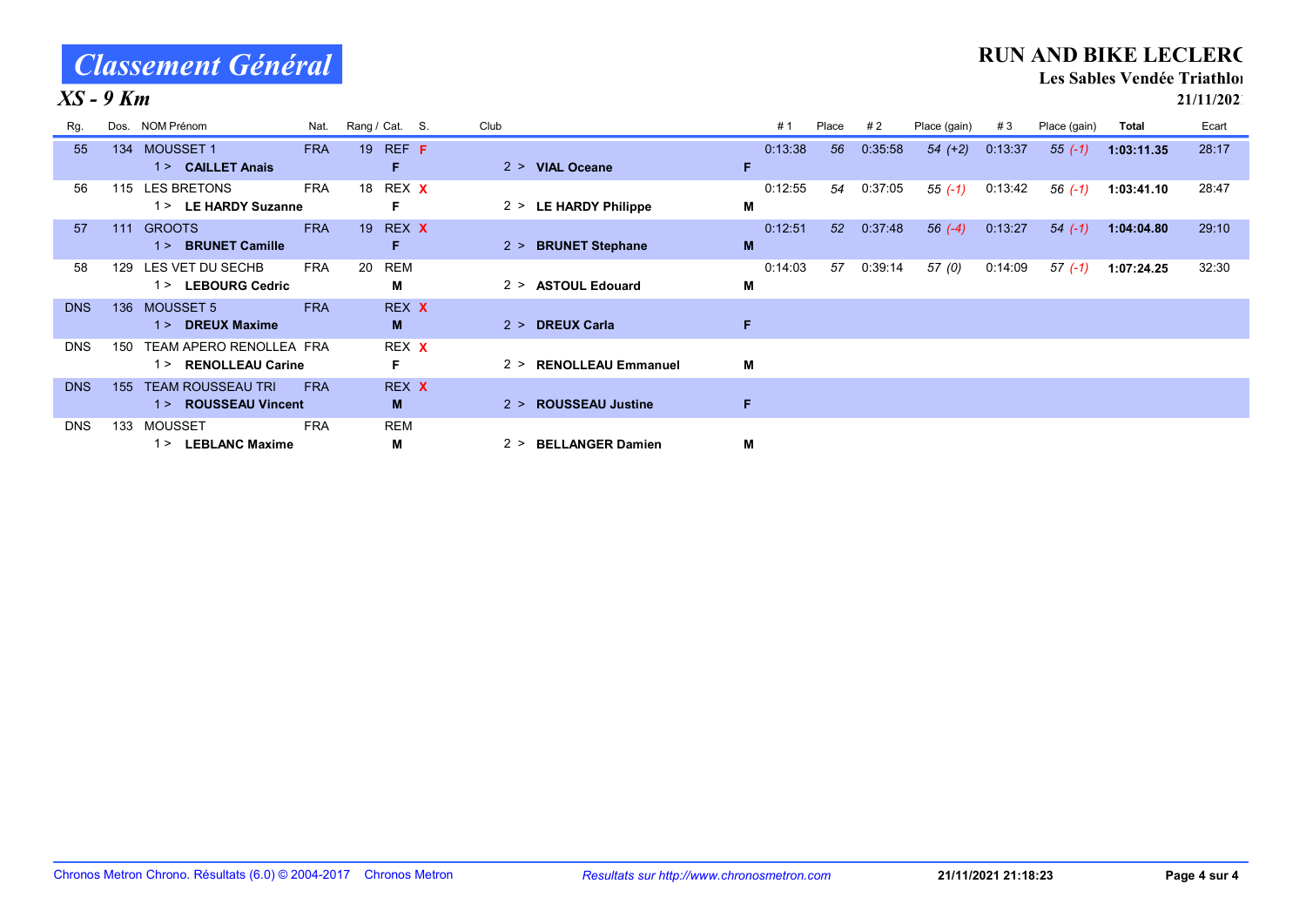# Classement Général

## XS - 9 Km

**RUN AND BIKE LECLERC**

**Les Sables Vendée Triathlon**

**21/11/2021**

| Rg. | Dos. | NOM Prénom | Nat. | Rang / Cat. | S. | Club | | # 1 | Place | # 2 | Place (gain) | # 3 | Place (gain) | Total | Ecart |
|---|---|---|---|---|---|---|---|---|---|---|---|---|---|---|---|
| 55 | 134 | MOUSSET 1 | FRA | 19 REF | F | | | 0:13:38 | 56 | 0:35:58 | 54 (+2) | 0:13:37 | 55 (-1) | **1:03:11.35** | 28:17 |
| | | 1 > **CAILLET Anais** | | **F** | | 2 > **VIAL Oceane** | **F** | | | | | | | | |
| 56 | 115 | LES BRETONS | FRA | 18 REX | X | | | 0:12:55 | 54 | 0:37:05 | 55 (-1) | 0:13:42 | 56 (-1) | **1:03:41.10** | 28:47 |
| | | 1 > **LE HARDY Suzanne** | | **F** | | 2 > **LE HARDY Philippe** | **M** | | | | | | | | |
| 57 | 111 | GROOTS | FRA | 19 REX | X | | | 0:12:51 | 52 | 0:37:48 | 56 (-4) | 0:13:27 | 54 (-1) | **1:04:04.80** | 29:10 |
| | | 1 > **BRUNET Camille** | | **F** | | 2 > **BRUNET Stephane** | **M** | | | | | | | | |
| 58 | 129 | LES VET DU SECHB | FRA | 20 REM | | | | 0:14:03 | 57 | 0:39:14 | 57 (0) | 0:14:09 | 57 (-1) | **1:07:24.25** | 32:30 |
| | | 1 > **LEBOURG Cedric** | | **M** | | 2 > **ASTOUL Edouard** | **M** | | | | | | | | |
| DNS | 136 | MOUSSET 5 | FRA | REX | X | | | | | | | | | | |
| | | 1 > **DREUX Maxime** | | **M** | | 2 > **DREUX Carla** | **F** | | | | | | | | |
| DNS | 150 | TEAM APERO RENOLLEA | FRA | REX | X | | | | | | | | | | |
| | | 1 > **RENOLLEAU Carine** | | **F** | | 2 > **RENOLLEAU Emmanuel** | **M** | | | | | | | | |
| DNS | 155 | TEAM ROUSSEAU TRI | FRA | REX | X | | | | | | | | | | |
| | | 1 > **ROUSSEAU Vincent** | | **M** | | 2 > **ROUSSEAU Justine** | **F** | | | | | | | | |
| DNS | 133 | MOUSSET | FRA | REM | | | | | | | | | | | |
| | | 1 > **LEBLANC Maxime** | | **M** | | 2 > **BELLANGER Damien** | **M** | | | | | | | | |

Chronos Metron Chrono. Résultats (6.0) © 2004-2017 Chronos Metron — Resultats sur http://www.chronosmetron.com — 21/11/2021 21:18:23